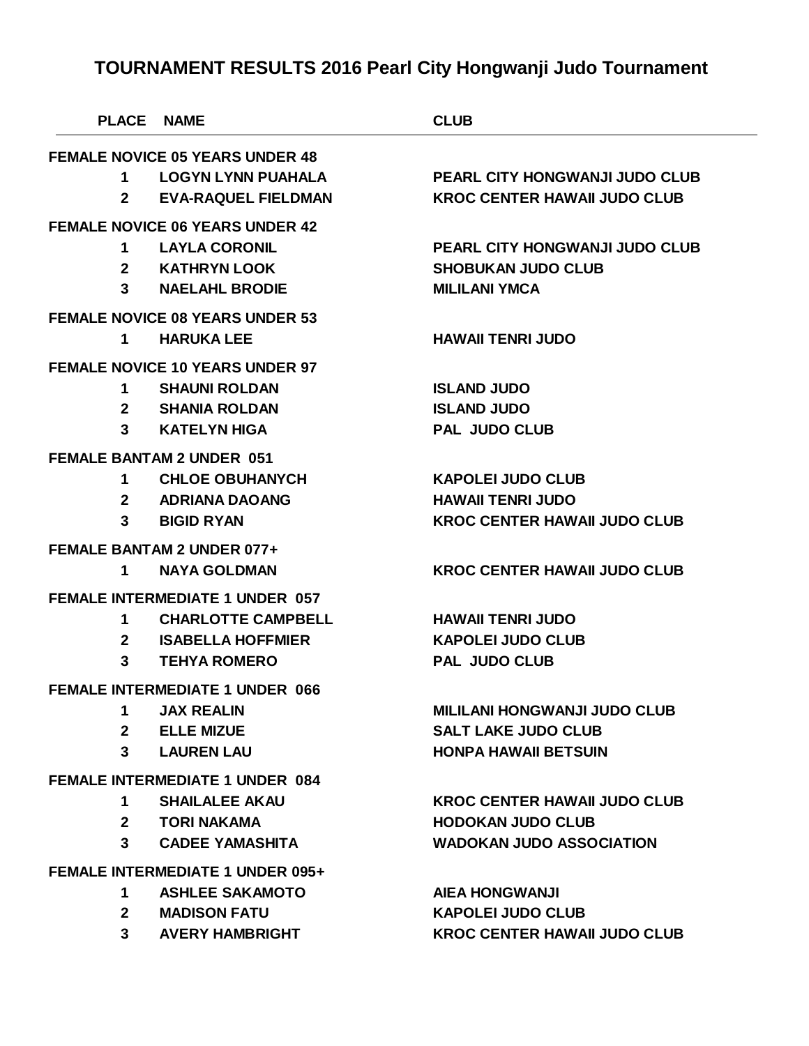# TOURNAMENT RESULTS 2016 Pearl City Hongwanji Judo Tournament

| PLACE | NAME | CLUB |
|---|---|---|
| **FEMALE NOVICE 05 YEARS UNDER 48** | | |
| 1 | LOGYN LYNN PUAHALA | PEARL CITY HONGWANJI JUDO CLUB |
| 2 | EVA-RAQUEL FIELDMAN | KROC CENTER HAWAII JUDO CLUB |
| **FEMALE NOVICE 06 YEARS UNDER 42** | | |
| 1 | LAYLA CORONIL | PEARL CITY HONGWANJI JUDO CLUB |
| 2 | KATHRYN LOOK | SHOBUKAN JUDO CLUB |
| 3 | NAELAHL BRODIE | MILILANI YMCA |
| **FEMALE NOVICE 08 YEARS UNDER 53** | | |
| 1 | HARUKA LEE | HAWAII TENRI JUDO |
| **FEMALE NOVICE 10 YEARS UNDER 97** | | |
| 1 | SHAUNI ROLDAN | ISLAND JUDO |
| 2 | SHANIA ROLDAN | ISLAND JUDO |
| 3 | KATELYN HIGA | PAL JUDO CLUB |
| **FEMALE BANTAM 2 UNDER 051** | | |
| 1 | CHLOE OBUHANYCH | KAPOLEI JUDO CLUB |
| 2 | ADRIANA DAOANG | HAWAII TENRI JUDO |
| 3 | BIGID RYAN | KROC CENTER HAWAII JUDO CLUB |
| **FEMALE BANTAM 2 UNDER 077+** | | |
| 1 | NAYA GOLDMAN | KROC CENTER HAWAII JUDO CLUB |
| **FEMALE INTERMEDIATE 1 UNDER 057** | | |
| 1 | CHARLOTTE CAMPBELL | HAWAII TENRI JUDO |
| 2 | ISABELLA HOFFMIER | KAPOLEI JUDO CLUB |
| 3 | TEHYA ROMERO | PAL JUDO CLUB |
| **FEMALE INTERMEDIATE 1 UNDER 066** | | |
| 1 | JAX REALIN | MILILANI HONGWANJI JUDO CLUB |
| 2 | ELLE MIZUE | SALT LAKE JUDO CLUB |
| 3 | LAUREN LAU | HONPA HAWAII BETSUIN |
| **FEMALE INTERMEDIATE 1 UNDER 084** | | |
| 1 | SHAILALEE AKAU | KROC CENTER HAWAII JUDO CLUB |
| 2 | TORI NAKAMA | HODOKAN JUDO CLUB |
| 3 | CADEE YAMASHITA | WADOKAN JUDO ASSOCIATION |
| **FEMALE INTERMEDIATE 1 UNDER 095+** | | |
| 1 | ASHLEE SAKAMOTO | AIEA HONGWANJI |
| 2 | MADISON FATU | KAPOLEI JUDO CLUB |
| 3 | AVERY HAMBRIGHT | KROC CENTER HAWAII JUDO CLUB |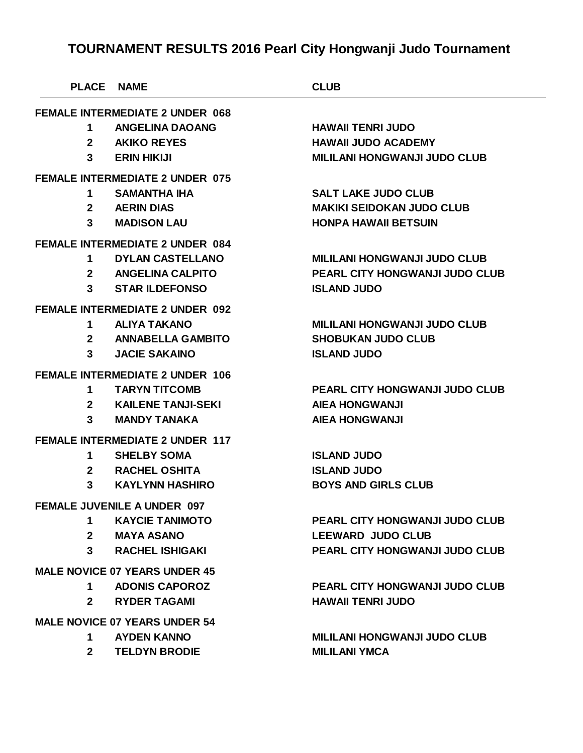# TOURNAMENT RESULTS 2016 Pearl City Hongwanji Judo Tournament

| PLACE | NAME | CLUB |
|---|---|---|
| **FEMALE INTERMEDIATE 2 UNDER 068** | | |
| 1 | ANGELINA DAOANG | HAWAII TENRI JUDO |
| 2 | AKIKO REYES | HAWAII JUDO ACADEMY |
| 3 | ERIN HIKIJI | MILILANI HONGWANJI JUDO CLUB |
| **FEMALE INTERMEDIATE 2 UNDER 075** | | |
| 1 | SAMANTHA IHA | SALT LAKE JUDO CLUB |
| 2 | AERIN DIAS | MAKIKI SEIDOKAN JUDO CLUB |
| 3 | MADISON LAU | HONPA HAWAII BETSUIN |
| **FEMALE INTERMEDIATE 2 UNDER 084** | | |
| 1 | DYLAN CASTELLANO | MILILANI HONGWANJI JUDO CLUB |
| 2 | ANGELINA CALPITO | PEARL CITY HONGWANJI JUDO CLUB |
| 3 | STAR ILDEFONSO | ISLAND JUDO |
| **FEMALE INTERMEDIATE 2 UNDER 092** | | |
| 1 | ALIYA TAKANO | MILILANI HONGWANJI JUDO CLUB |
| 2 | ANNABELLA GAMBITO | SHOBUKAN JUDO CLUB |
| 3 | JACIE SAKAINO | ISLAND JUDO |
| **FEMALE INTERMEDIATE 2 UNDER 106** | | |
| 1 | TARYN TITCOMB | PEARL CITY HONGWANJI JUDO CLUB |
| 2 | KAILENE TANJI-SEKI | AIEA HONGWANJI |
| 3 | MANDY TANAKA | AIEA HONGWANJI |
| **FEMALE INTERMEDIATE 2 UNDER 117** | | |
| 1 | SHELBY SOMA | ISLAND JUDO |
| 2 | RACHEL OSHITA | ISLAND JUDO |
| 3 | KAYLYNN HASHIRO | BOYS AND GIRLS CLUB |
| **FEMALE JUVENILE A UNDER 097** | | |
| 1 | KAYCIE TANIMOTO | PEARL CITY HONGWANJI JUDO CLUB |
| 2 | MAYA ASANO | LEEWARD JUDO CLUB |
| 3 | RACHEL ISHIGAKI | PEARL CITY HONGWANJI JUDO CLUB |
| **MALE NOVICE 07 YEARS UNDER 45** | | |
| 1 | ADONIS CAPOROZ | PEARL CITY HONGWANJI JUDO CLUB |
| 2 | RYDER TAGAMI | HAWAII TENRI JUDO |
| **MALE NOVICE 07 YEARS UNDER 54** | | |
| 1 | AYDEN KANNO | MILILANI HONGWANJI JUDO CLUB |
| 2 | TELDYN BRODIE | MILILANI YMCA |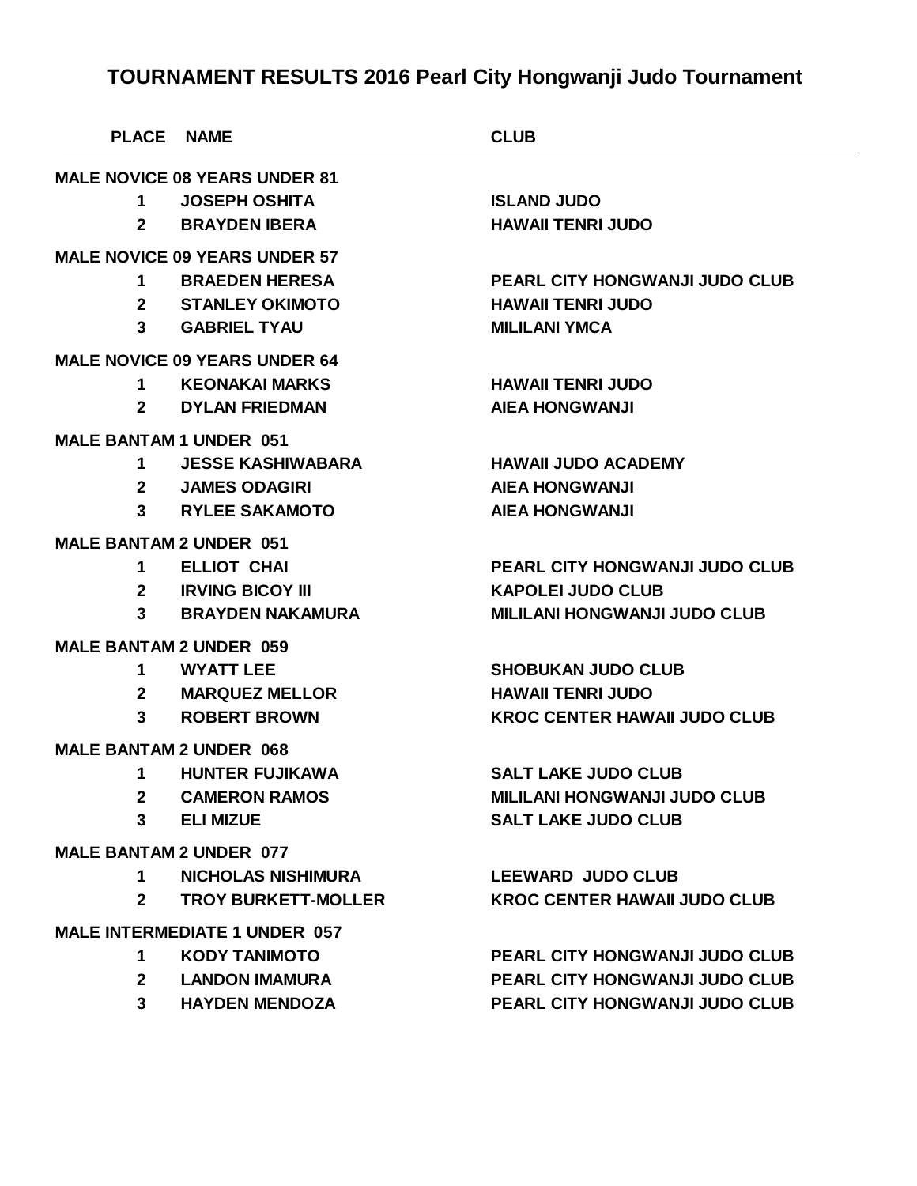# TOURNAMENT RESULTS 2016 Pearl City Hongwanji Judo Tournament

| PLACE | NAME | CLUB |
|---|---|---|
| **MALE NOVICE 08 YEARS UNDER 81** | | |
| 1 | JOSEPH OSHITA | ISLAND JUDO |
| 2 | BRAYDEN IBERA | HAWAII TENRI JUDO |
| **MALE NOVICE 09 YEARS UNDER 57** | | |
| 1 | BRAEDEN HERESA | PEARL CITY HONGWANJI JUDO CLUB |
| 2 | STANLEY OKIMOTO | HAWAII TENRI JUDO |
| 3 | GABRIEL TYAU | MILILANI YMCA |
| **MALE NOVICE 09 YEARS UNDER 64** | | |
| 1 | KEONAKAI MARKS | HAWAII TENRI JUDO |
| 2 | DYLAN FRIEDMAN | AIEA HONGWANJI |
| **MALE BANTAM 1 UNDER 051** | | |
| 1 | JESSE KASHIWABARA | HAWAII JUDO ACADEMY |
| 2 | JAMES ODAGIRI | AIEA HONGWANJI |
| 3 | RYLEE SAKAMOTO | AIEA HONGWANJI |
| **MALE BANTAM 2 UNDER 051** | | |
| 1 | ELLIOT CHAI | PEARL CITY HONGWANJI JUDO CLUB |
| 2 | IRVING BICOY III | KAPOLEI JUDO CLUB |
| 3 | BRAYDEN NAKAMURA | MILILANI HONGWANJI JUDO CLUB |
| **MALE BANTAM 2 UNDER 059** | | |
| 1 | WYATT LEE | SHOBUKAN JUDO CLUB |
| 2 | MARQUEZ MELLOR | HAWAII TENRI JUDO |
| 3 | ROBERT BROWN | KROC CENTER HAWAII JUDO CLUB |
| **MALE BANTAM 2 UNDER 068** | | |
| 1 | HUNTER FUJIKAWA | SALT LAKE JUDO CLUB |
| 2 | CAMERON RAMOS | MILILANI HONGWANJI JUDO CLUB |
| 3 | ELI MIZUE | SALT LAKE JUDO CLUB |
| **MALE BANTAM 2 UNDER 077** | | |
| 1 | NICHOLAS NISHIMURA | LEEWARD JUDO CLUB |
| 2 | TROY BURKETT-MOLLER | KROC CENTER HAWAII JUDO CLUB |
| **MALE INTERMEDIATE 1 UNDER 057** | | |
| 1 | KODY TANIMOTO | PEARL CITY HONGWANJI JUDO CLUB |
| 2 | LANDON IMAMURA | PEARL CITY HONGWANJI JUDO CLUB |
| 3 | HAYDEN MENDOZA | PEARL CITY HONGWANJI JUDO CLUB |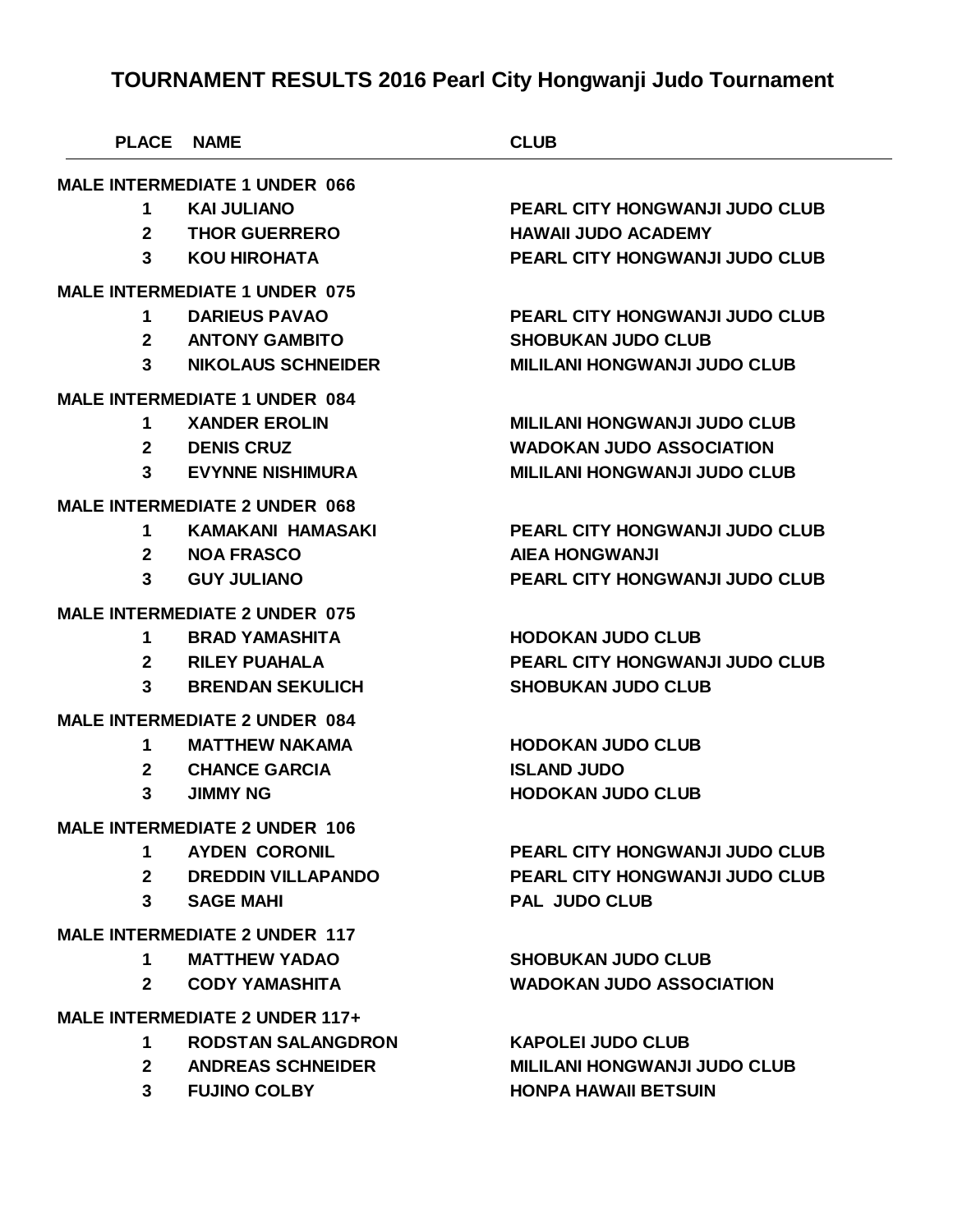# TOURNAMENT RESULTS 2016 Pearl City Hongwanji Judo Tournament

| PLACE | NAME | CLUB |
|---|---|---|
| **MALE INTERMEDIATE 1 UNDER 066** | | |
| 1 | KAI JULIANO | PEARL CITY HONGWANJI JUDO CLUB |
| 2 | THOR GUERRERO | HAWAII JUDO ACADEMY |
| 3 | KOU HIROHATA | PEARL CITY HONGWANJI JUDO CLUB |
| **MALE INTERMEDIATE 1 UNDER 075** | | |
| 1 | DARIEUS PAVAO | PEARL CITY HONGWANJI JUDO CLUB |
| 2 | ANTONY GAMBITO | SHOBUKAN JUDO CLUB |
| 3 | NIKOLAUS SCHNEIDER | MILILANI HONGWANJI JUDO CLUB |
| **MALE INTERMEDIATE 1 UNDER 084** | | |
| 1 | XANDER EROLIN | MILILANI HONGWANJI JUDO CLUB |
| 2 | DENIS CRUZ | WADOKAN JUDO ASSOCIATION |
| 3 | EVYNNE NISHIMURA | MILILANI HONGWANJI JUDO CLUB |
| **MALE INTERMEDIATE 2 UNDER 068** | | |
| 1 | KAMAKANI HAMASAKI | PEARL CITY HONGWANJI JUDO CLUB |
| 2 | NOA FRASCO | AIEA HONGWANJI |
| 3 | GUY JULIANO | PEARL CITY HONGWANJI JUDO CLUB |
| **MALE INTERMEDIATE 2 UNDER 075** | | |
| 1 | BRAD YAMASHITA | HODOKAN JUDO CLUB |
| 2 | RILEY PUAHALA | PEARL CITY HONGWANJI JUDO CLUB |
| 3 | BRENDAN SEKULICH | SHOBUKAN JUDO CLUB |
| **MALE INTERMEDIATE 2 UNDER 084** | | |
| 1 | MATTHEW NAKAMA | HODOKAN JUDO CLUB |
| 2 | CHANCE GARCIA | ISLAND JUDO |
| 3 | JIMMY NG | HODOKAN JUDO CLUB |
| **MALE INTERMEDIATE 2 UNDER 106** | | |
| 1 | AYDEN CORONIL | PEARL CITY HONGWANJI JUDO CLUB |
| 2 | DREDDIN VILLAPANDO | PEARL CITY HONGWANJI JUDO CLUB |
| 3 | SAGE MAHI | PAL JUDO CLUB |
| **MALE INTERMEDIATE 2 UNDER 117** | | |
| 1 | MATTHEW YADAO | SHOBUKAN JUDO CLUB |
| 2 | CODY YAMASHITA | WADOKAN JUDO ASSOCIATION |
| **MALE INTERMEDIATE 2 UNDER 117+** | | |
| 1 | RODSTAN SALANGDRON | KAPOLEI JUDO CLUB |
| 2 | ANDREAS SCHNEIDER | MILILANI HONGWANJI JUDO CLUB |
| 3 | FUJINO COLBY | HONPA HAWAII BETSUIN |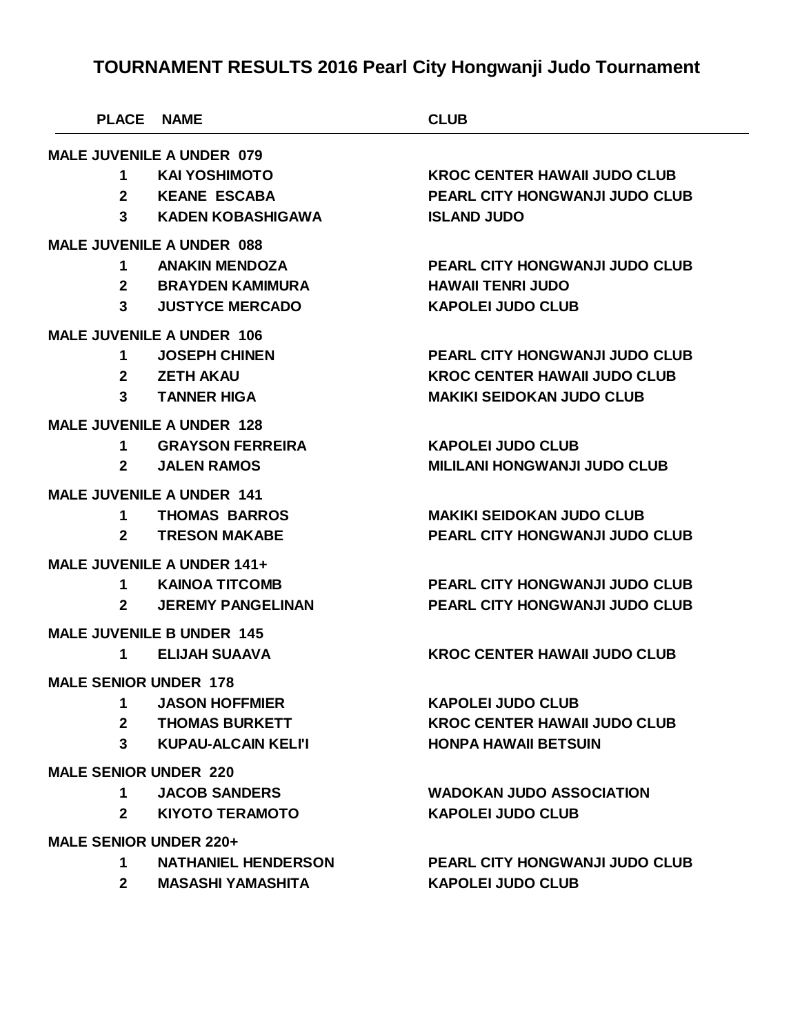# TOURNAMENT RESULTS 2016 Pearl City Hongwanji Judo Tournament

| PLACE | NAME | CLUB |
|---|---|---|
| **MALE JUVENILE A UNDER 079** | | |
| 1 | KAI YOSHIMOTO | KROC CENTER HAWAII JUDO CLUB |
| 2 | KEANE ESCABA | PEARL CITY HONGWANJI JUDO CLUB |
| 3 | KADEN KOBASHIGAWA | ISLAND JUDO |
| **MALE JUVENILE A UNDER 088** | | |
| 1 | ANAKIN MENDOZA | PEARL CITY HONGWANJI JUDO CLUB |
| 2 | BRAYDEN KAMIMURA | HAWAII TENRI JUDO |
| 3 | JUSTYCE MERCADO | KAPOLEI JUDO CLUB |
| **MALE JUVENILE A UNDER 106** | | |
| 1 | JOSEPH CHINEN | PEARL CITY HONGWANJI JUDO CLUB |
| 2 | ZETH AKAU | KROC CENTER HAWAII JUDO CLUB |
| 3 | TANNER HIGA | MAKIKI SEIDOKAN JUDO CLUB |
| **MALE JUVENILE A UNDER 128** | | |
| 1 | GRAYSON FERREIRA | KAPOLEI JUDO CLUB |
| 2 | JALEN RAMOS | MILILANI HONGWANJI JUDO CLUB |
| **MALE JUVENILE A UNDER 141** | | |
| 1 | THOMAS BARROS | MAKIKI SEIDOKAN JUDO CLUB |
| 2 | TRESON MAKABE | PEARL CITY HONGWANJI JUDO CLUB |
| **MALE JUVENILE A UNDER 141+** | | |
| 1 | KAINOA TITCOMB | PEARL CITY HONGWANJI JUDO CLUB |
| 2 | JEREMY PANGELINAN | PEARL CITY HONGWANJI JUDO CLUB |
| **MALE JUVENILE B UNDER 145** | | |
| 1 | ELIJAH SUAAVA | KROC CENTER HAWAII JUDO CLUB |
| **MALE SENIOR UNDER 178** | | |
| 1 | JASON HOFFMIER | KAPOLEI JUDO CLUB |
| 2 | THOMAS BURKETT | KROC CENTER HAWAII JUDO CLUB |
| 3 | KUPAU-ALCAIN KELI'I | HONPA HAWAII BETSUIN |
| **MALE SENIOR UNDER 220** | | |
| 1 | JACOB SANDERS | WADOKAN JUDO ASSOCIATION |
| 2 | KIYOTO TERAMOTO | KAPOLEI JUDO CLUB |
| **MALE SENIOR UNDER 220+** | | |
| 1 | NATHANIEL HENDERSON | PEARL CITY HONGWANJI JUDO CLUB |
| 2 | MASASHI YAMASHITA | KAPOLEI JUDO CLUB |